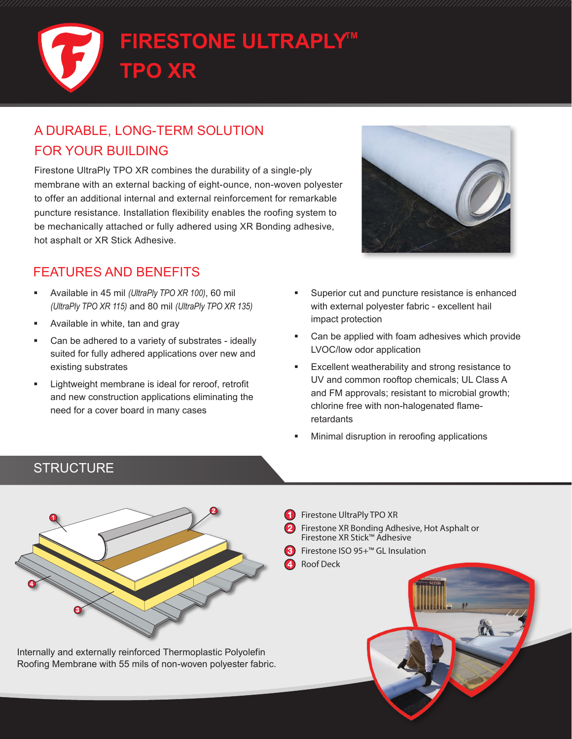# FIRESTONE ULTRAPLY™ TPO XR

## A DURABLE, LONG-TERM SOLUTION FOR YOUR BUILDING

Firestone UltraPly TPO XR combines the durability of a single-ply membrane with an external backing of eight-ounce, non-woven polyester to offer an additional internal and external reinforcement for remarkable puncture resistance. Installation flexibility enables the roofing system to be mechanically attached or fully adhered using XR Bonding adhesive, hot asphalt or XR Stick Adhesive.

## FEATURES AND BENEFITS

- Available in 45 mil *(UltraPly TPO XR 100)*, 60 mil *(UltraPly TPO XR 115)* and 80 mil *(UltraPly TPO XR 135)*
- Available in white, tan and gray
- Can be adhered to a variety of substrates - ideally suited for fully adhered applications over new and existing substrates
- Lightweight membrane is ideal for reroof, retrofit and new construction applications eliminating the need for a cover board in many cases
- Superior cut and puncture resistance is enhanced with external polyester fabric - excellent hail impact protection
- Can be applied with foam adhesives which provide LVOC/low odor application
- Excellent weatherability and strong resistance to UV and common rooftop chemicals; UL Class A and FM approvals; resistant to microbial growth; chlorine free with non-halogenated flame-retardants
- Minimal disruption in reroofing applications

## STRUCTURE

1. Firestone UltraPly TPO XR
2. Firestone XR Bonding Adhesive, Hot Asphalt or Firestone XR Stick™ Adhesive
3. Firestone ISO 95+™ GL Insulation
4. Roof Deck

Internally and externally reinforced Thermoplastic Polyolefin Roofing Membrane with 55 mils of non-woven polyester fabric.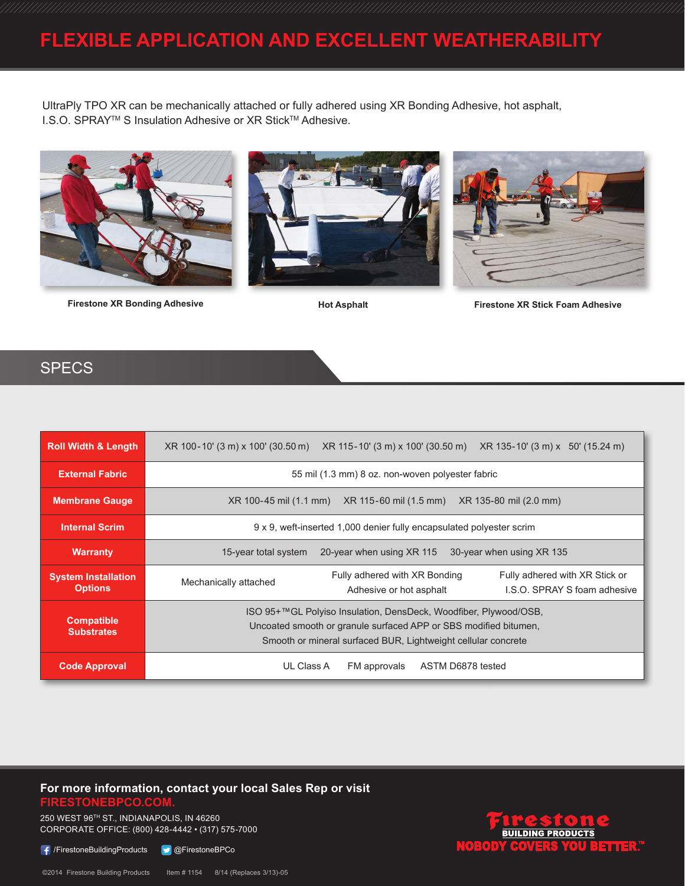# FLEXIBLE APPLICATION AND EXCELLENT WEATHERABILITY

UltraPly TPO XR can be mechanically attached or fully adhered using XR Bonding Adhesive, hot asphalt, I.S.O. SPRAY™ S Insulation Adhesive or XR Stick™ Adhesive.

**Firestone XR Bonding Adhesive**

**Hot Asphalt**

**Firestone XR Stick Foam Adhesive**

## SPECS

| | |
|---|---|
| **Roll Width & Length** | XR 100-10' (3 m) x 100' (30.50 m) XR 115-10' (3 m) x 100' (30.50 m) XR 135-10' (3 m) x 50' (15.24 m) |
| **External Fabric** | 55 mil (1.3 mm) 8 oz. non-woven polyester fabric |
| **Membrane Gauge** | XR 100-45 mil (1.1 mm) XR 115-60 mil (1.5 mm) XR 135-80 mil (2.0 mm) |
| **Internal Scrim** | 9 x 9, weft-inserted 1,000 denier fully encapsulated polyester scrim |
| **Warranty** | 15-year total system 20-year when using XR 115 30-year when using XR 135 |
| **System Installation Options** | Mechanically attached; Fully adhered with XR Bonding Adhesive or hot asphalt; Fully adhered with XR Stick or I.S.O. SPRAY S foam adhesive |
| **Compatible Substrates** | ISO 95+™GL Polyiso Insulation, DensDeck, Woodfiber, Plywood/OSB, Uncoated smooth or granule surfaced APP or SBS modified bitumen, Smooth or mineral surfaced BUR, Lightweight cellular concrete |
| **Code Approval** | UL Class A FM approvals ASTM D6878 tested |

**For more information, contact your local Sales Rep or visit FIRESTONEBPCO.COM.**

250 WEST 96TH ST., INDIANAPOLIS, IN 46260
CORPORATE OFFICE: (800) 428-4442 • (317) 575-7000

/FirestoneBuildingProducts @FirestoneBPCo

Firestone BUILDING PRODUCTS
NOBODY COVERS YOU BETTER.™

©2014 Firestone Building Products Item # 1154 8/14 (Replaces 3/13)-05